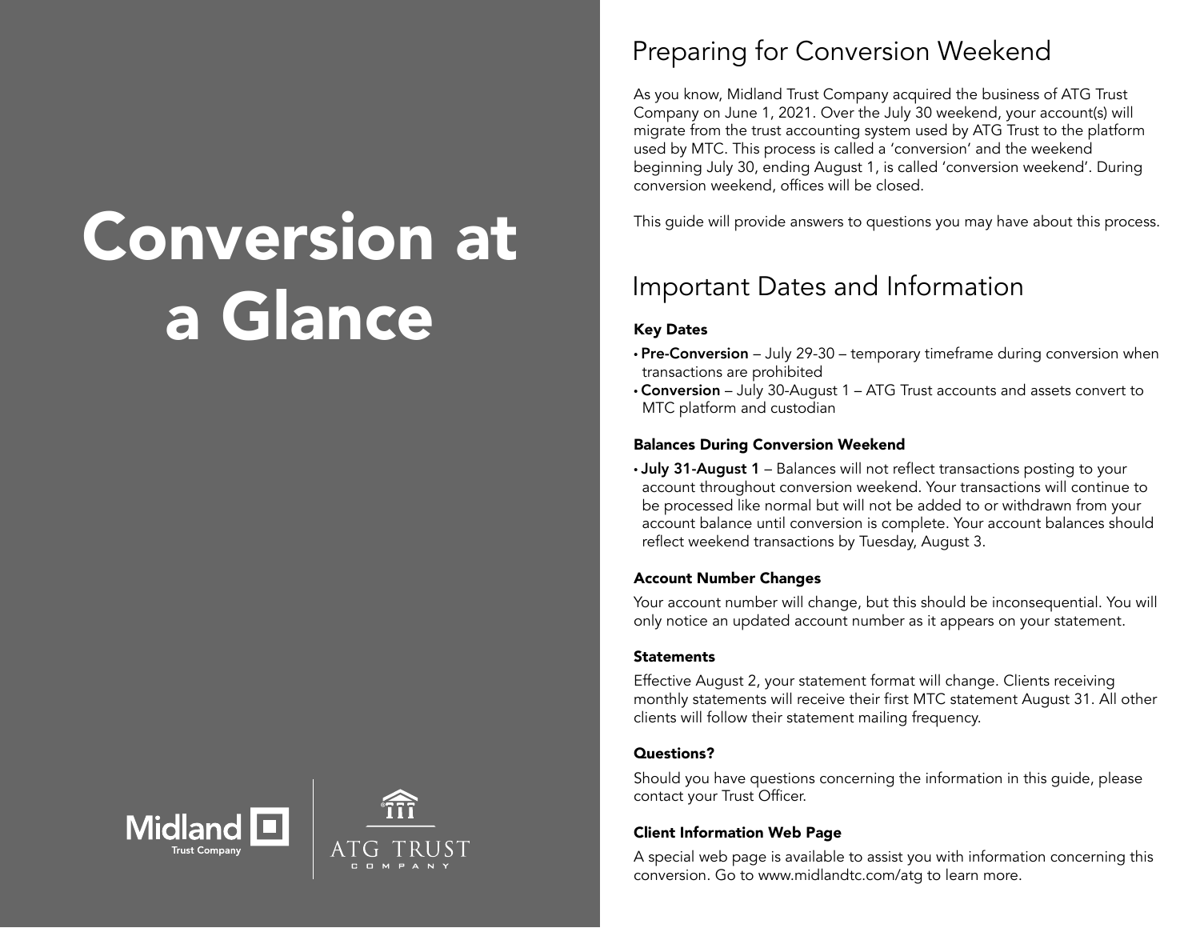# Conversion at a Glance

Midland Trust Company | ATG TRUST COMPANY

## Preparing for Conversion Weekend

As you know, Midland Trust Company acquired the business of ATG Trust Company on June 1, 2021. Over the July 30 weekend, your account(s) will migrate from the trust accounting system used by ATG Trust to the platform used by MTC. This process is called a 'conversion' and the weekend beginning July 30, ending August 1, is called 'conversion weekend'. During conversion weekend, offices will be closed.

This guide will provide answers to questions you may have about this process.

## Important Dates and Information

### Key Dates

- **Pre-Conversion** – July 29-30 – temporary timeframe during conversion when transactions are prohibited
- **Conversion** – July 30-August 1 – ATG Trust accounts and assets convert to MTC platform and custodian

### Balances During Conversion Weekend

- **July 31-August 1** – Balances will not reflect transactions posting to your account throughout conversion weekend. Your transactions will continue to be processed like normal but will not be added to or withdrawn from your account balance until conversion is complete. Your account balances should reflect weekend transactions by Tuesday, August 3.

### Account Number Changes

Your account number will change, but this should be inconsequential. You will only notice an updated account number as it appears on your statement.

### Statements

Effective August 2, your statement format will change. Clients receiving monthly statements will receive their first MTC statement August 31. All other clients will follow their statement mailing frequency.

### Questions?

Should you have questions concerning the information in this guide, please contact your Trust Officer.

### Client Information Web Page

A special web page is available to assist you with information concerning this conversion. Go to www.midlandtc.com/atg to learn more.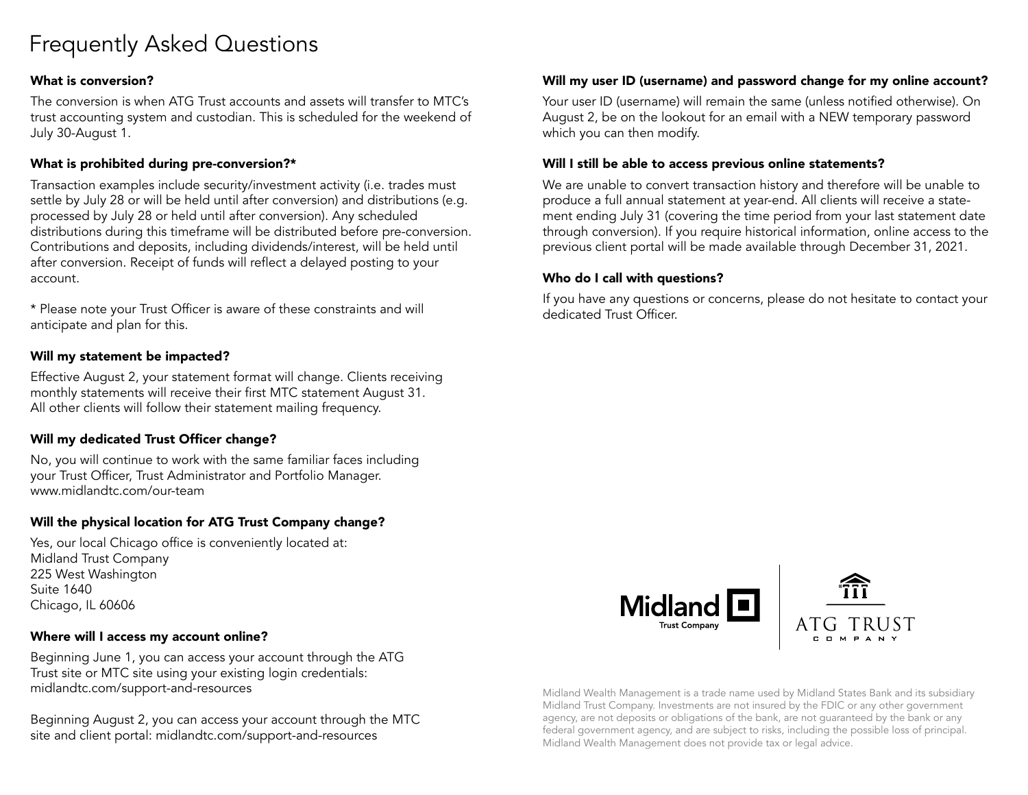# Frequently Asked Questions

**What is conversion?**

The conversion is when ATG Trust accounts and assets will transfer to MTC's trust accounting system and custodian. This is scheduled for the weekend of July 30-August 1.

**What is prohibited during pre-conversion?***

Transaction examples include security/investment activity (i.e. trades must settle by July 28 or will be held until after conversion) and distributions (e.g. processed by July 28 or held until after conversion). Any scheduled distributions during this timeframe will be distributed before pre-conversion. Contributions and deposits, including dividends/interest, will be held until after conversion. Receipt of funds will reflect a delayed posting to your account.

* Please note your Trust Officer is aware of these constraints and will anticipate and plan for this.

**Will my statement be impacted?**

Effective August 2, your statement format will change. Clients receiving monthly statements will receive their first MTC statement August 31. All other clients will follow their statement mailing frequency.

**Will my dedicated Trust Officer change?**

No, you will continue to work with the same familiar faces including your Trust Officer, Trust Administrator and Portfolio Manager. www.midlandtc.com/our-team

**Will the physical location for ATG Trust Company change?**

Yes, our local Chicago office is conveniently located at:
Midland Trust Company
225 West Washington
Suite 1640
Chicago, IL 60606

**Where will I access my account online?**

Beginning June 1, you can access your account through the ATG Trust site or MTC site using your existing login credentials: midlandtc.com/support-and-resources

Beginning August 2, you can access your account through the MTC site and client portal: midlandtc.com/support-and-resources

**Will my user ID (username) and password change for my online account?**

Your user ID (username) will remain the same (unless notified otherwise). On August 2, be on the lookout for an email with a NEW temporary password which you can then modify.

**Will I still be able to access previous online statements?**

We are unable to convert transaction history and therefore will be unable to produce a full annual statement at year-end. All clients will receive a statement ending July 31 (covering the time period from your last statement date through conversion). If you require historical information, online access to the previous client portal will be made available through December 31, 2021.

**Who do I call with questions?**

If you have any questions or concerns, please do not hesitate to contact your dedicated Trust Officer.

Midland Trust Company | ATG TRUST COMPANY

Midland Wealth Management is a trade name used by Midland States Bank and its subsidiary Midland Trust Company. Investments are not insured by the FDIC or any other government agency, are not deposits or obligations of the bank, are not guaranteed by the bank or any federal government agency, and are subject to risks, including the possible loss of principal. Midland Wealth Management does not provide tax or legal advice.